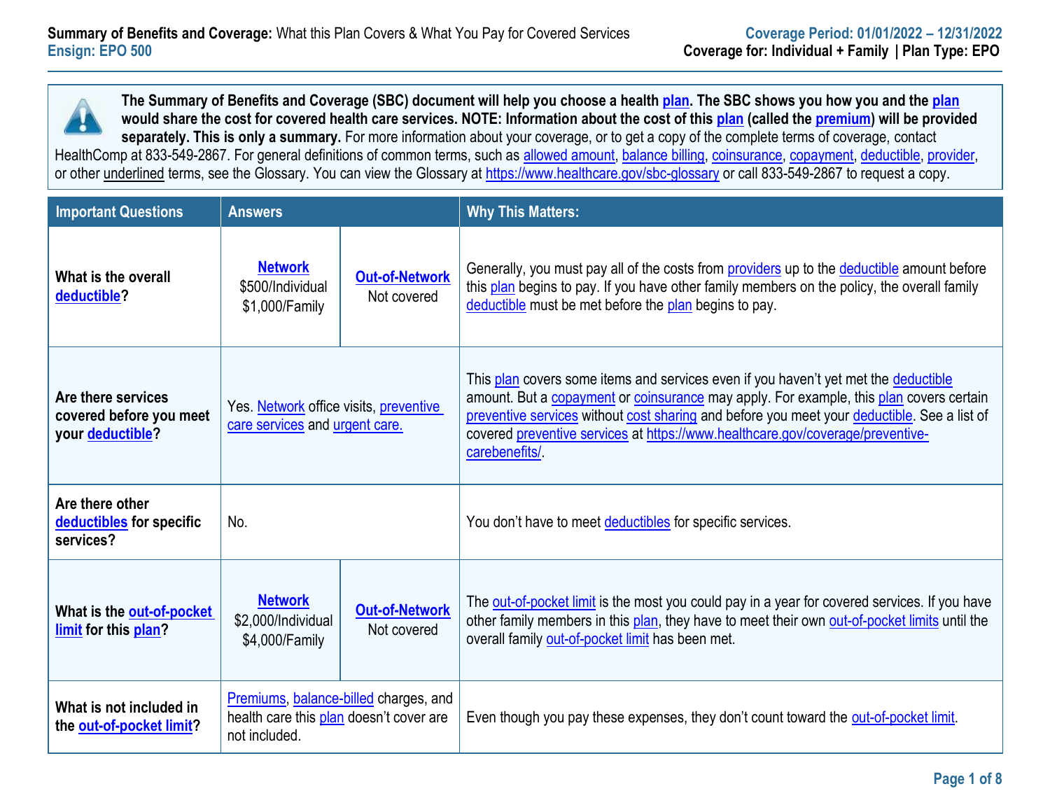**Summary of Benefits and Coverage:** What this Plan Covers & What You Pay for Covered Services
**Ensign: EPO 500**

**Coverage Period: 01/01/2022 – 12/31/2022**
**Coverage for: Individual + Family | Plan Type: EPO**

**The Summary of Benefits and Coverage (SBC) document will help you choose a health plan. The SBC shows you how you and the plan would share the cost for covered health care services. NOTE: Information about the cost of this plan (called the premium) will be provided separately. This is only a summary.** For more information about your coverage, or to get a copy of the complete terms of coverage, contact HealthComp at 833-549-2867. For general definitions of common terms, such as allowed amount, balance billing, coinsurance, copayment, deductible, provider, or other underlined terms, see the Glossary. You can view the Glossary at https://www.healthcare.gov/sbc-glossary or call 833-549-2867 to request a copy.

| Important Questions | Answers | | Why This Matters: |
|---|---|---|---|
| **What is the overall deductible?** | **Network** $500/Individual $1,000/Family | **Out-of-Network** Not covered | Generally, you must pay all of the costs from providers up to the deductible amount before this plan begins to pay. If you have other family members on the policy, the overall family deductible must be met before the plan begins to pay. |
| **Are there services covered before you meet your deductible?** | Yes. Network office visits, preventive care services and urgent care. | | This plan covers some items and services even if you haven't yet met the deductible amount. But a copayment or coinsurance may apply. For example, this plan covers certain preventive services without cost sharing and before you meet your deductible. See a list of covered preventive services at https://www.healthcare.gov/coverage/preventive-carebenefits/. |
| **Are there other deductibles for specific services?** | No. | | You don't have to meet deductibles for specific services. |
| **What is the out-of-pocket limit for this plan?** | **Network** $2,000/Individual $4,000/Family | **Out-of-Network** Not covered | The out-of-pocket limit is the most you could pay in a year for covered services. If you have other family members in this plan, they have to meet their own out-of-pocket limits until the overall family out-of-pocket limit has been met. |
| **What is not included in the out-of-pocket limit?** | Premiums, balance-billed charges, and health care this plan doesn't cover are not included. | | Even though you pay these expenses, they don't count toward the out-of-pocket limit. |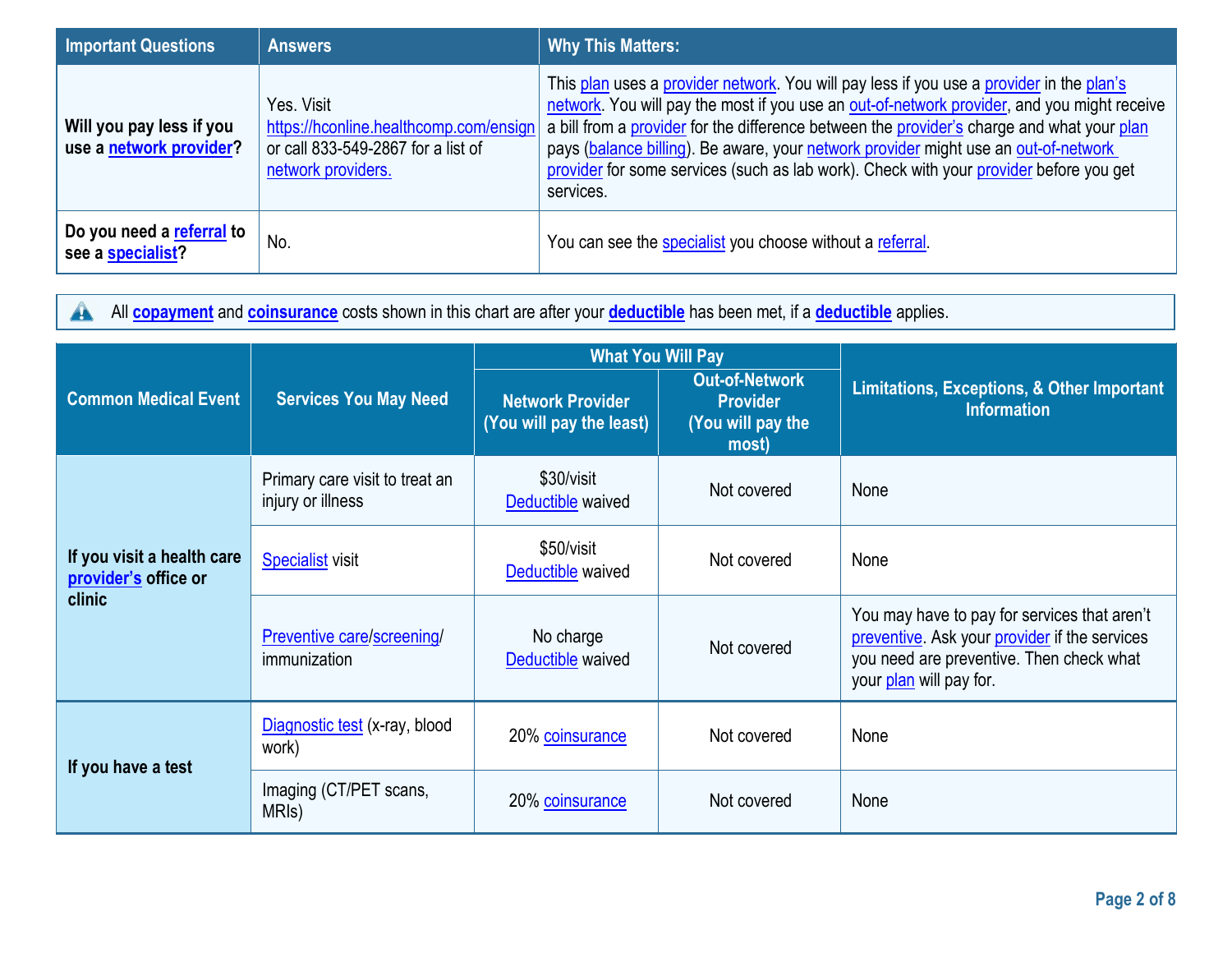| Important Questions | Answers | Why This Matters: |
|---|---|---|
| **Will you pay less if you use a network provider?** | Yes. Visit https://hconline.healthcomp.com/ensign or call 833-549-2867 for a list of network providers. | This plan uses a provider network. You will pay less if you use a provider in the plan's network. You will pay the most if you use an out-of-network provider, and you might receive a bill from a provider for the difference between the provider's charge and what your plan pays (balance billing). Be aware, your network provider might use an out-of-network provider for some services (such as lab work). Check with your provider before you get services. |
| **Do you need a referral to see a specialist?** | No. | You can see the specialist you choose without a referral. |

All **copayment** and **coinsurance** costs shown in this chart are after your **deductible** has been met, if a **deductible** applies.

| Common Medical Event | Services You May Need | What You Will Pay | | Limitations, Exceptions, & Other Important Information |
|---|---|---|---|---|
| | | Network Provider (You will pay the least) | Out-of-Network Provider (You will pay the most) | |
| **If you visit a health care provider's office or clinic** | Primary care visit to treat an injury or illness | $30/visit Deductible waived | Not covered | None |
| | Specialist visit | $50/visit Deductible waived | Not covered | None |
| | Preventive care/screening/ immunization | No charge Deductible waived | Not covered | You may have to pay for services that aren't preventive. Ask your provider if the services you need are preventive. Then check what your plan will pay for. |
| **If you have a test** | Diagnostic test (x-ray, blood work) | 20% coinsurance | Not covered | None |
| | Imaging (CT/PET scans, MRIs) | 20% coinsurance | Not covered | None |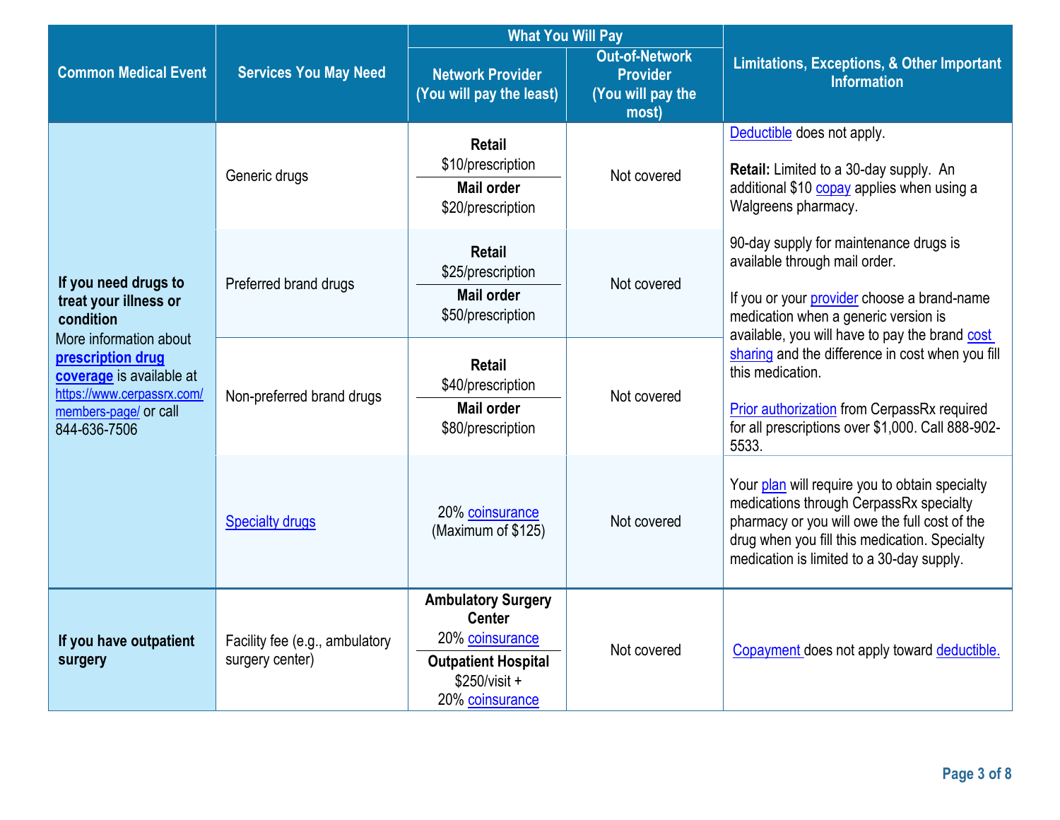| Common Medical Event | Services You May Need | What You Will Pay | | Limitations, Exceptions, & Other Important Information |
|---|---|---|---|---|
| | | Network Provider (You will pay the least) | Out-of-Network Provider (You will pay the most) | |
| **If you need drugs to treat your illness or condition** More information about **prescription drug coverage** is available at https://www.cerpassrx.com/members-page/ or call 844-636-7506 | Generic drugs | **Retail** $10/prescription **Mail order** $20/prescription | Not covered | Deductible does not apply. **Retail:** Limited to a 30-day supply. An additional $10 copay applies when using a Walgreens pharmacy. 90-day supply for maintenance drugs is available through mail order. If you or your provider choose a brand-name medication when a generic version is available, you will have to pay the brand cost sharing and the difference in cost when you fill this medication. Prior authorization from CerpassRx required for all prescriptions over $1,000. Call 888-902-5533. |
| | Preferred brand drugs | **Retail** $25/prescription **Mail order** $50/prescription | Not covered | |
| | Non-preferred brand drugs | **Retail** $40/prescription **Mail order** $80/prescription | Not covered | |
| | Specialty drugs | 20% coinsurance (Maximum of $125) | Not covered | Your plan will require you to obtain specialty medications through CerpassRx specialty pharmacy or you will owe the full cost of the drug when you fill this medication. Specialty medication is limited to a 30-day supply. |
| **If you have outpatient surgery** | Facility fee (e.g., ambulatory surgery center) | **Ambulatory Surgery Center** 20% coinsurance **Outpatient Hospital** $250/visit + 20% coinsurance | Not covered | Copayment does not apply toward deductible. |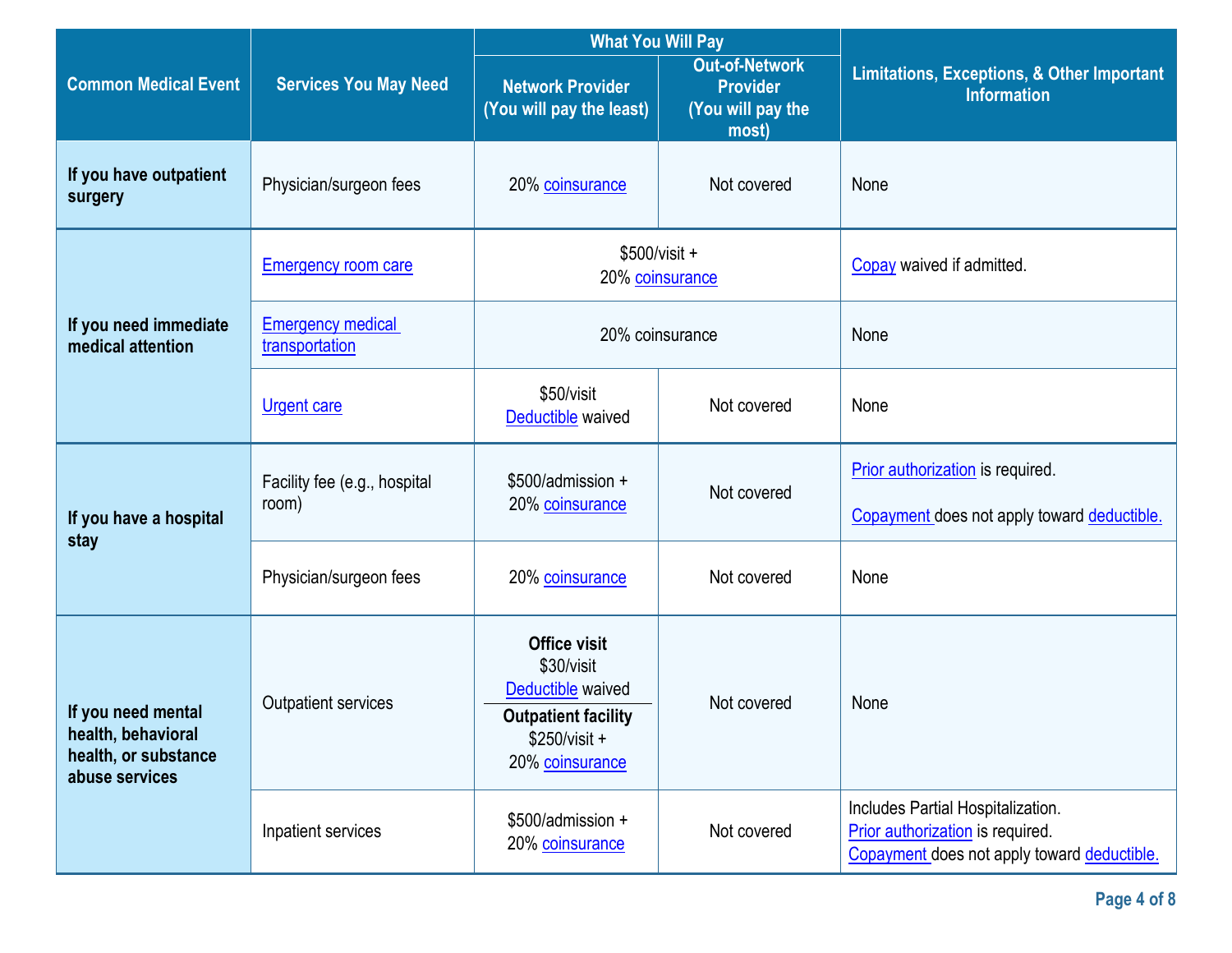| Common Medical Event | Services You May Need | What You Will Pay | | Limitations, Exceptions, & Other Important Information |
|---|---|---|---|---|
| | | Network Provider (You will pay the least) | Out-of-Network Provider (You will pay the most) | |
| **If you have outpatient surgery** | Physician/surgeon fees | 20% coinsurance | Not covered | None |
| **If you need immediate medical attention** | Emergency room care | $500/visit + 20% coinsurance | | Copay waived if admitted. |
| | Emergency medical transportation | 20% coinsurance | | None |
| | Urgent care | $50/visit Deductible waived | Not covered | None |
| **If you have a hospital stay** | Facility fee (e.g., hospital room) | $500/admission + 20% coinsurance | Not covered | Prior authorization is required. Copayment does not apply toward deductible. |
| | Physician/surgeon fees | 20% coinsurance | Not covered | None |
| **If you need mental health, behavioral health, or substance abuse services** | Outpatient services | **Office visit** $30/visit Deductible waived **Outpatient facility** $250/visit + 20% coinsurance | Not covered | None |
| | Inpatient services | $500/admission + 20% coinsurance | Not covered | Includes Partial Hospitalization. Prior authorization is required. Copayment does not apply toward deductible. |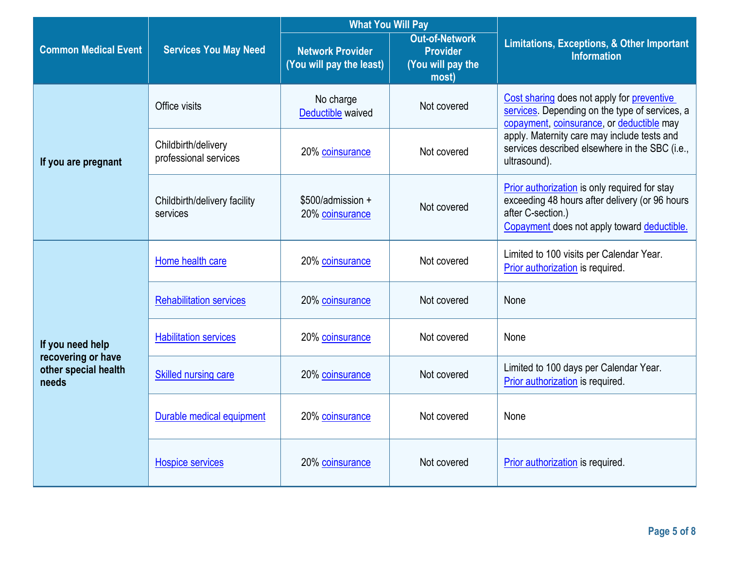| Common Medical Event | Services You May Need | What You Will Pay | | Limitations, Exceptions, & Other Important Information |
|---|---|---|---|---|
| | | Network Provider (You will pay the least) | Out-of-Network Provider (You will pay the most) | |
| If you are pregnant | Office visits | No charge Deductible waived | Not covered | Cost sharing does not apply for preventive services. Depending on the type of services, a copayment, coinsurance, or deductible may apply. Maternity care may include tests and services described elsewhere in the SBC (i.e., ultrasound). |
| | Childbirth/delivery professional services | 20% coinsurance | Not covered | |
| | Childbirth/delivery facility services | $500/admission + 20% coinsurance | Not covered | Prior authorization is only required for stay exceeding 48 hours after delivery (or 96 hours after C-section.) Copayment does not apply toward deductible. |
| If you need help recovering or have other special health needs | Home health care | 20% coinsurance | Not covered | Limited to 100 visits per Calendar Year. Prior authorization is required. |
| | Rehabilitation services | 20% coinsurance | Not covered | None |
| | Habilitation services | 20% coinsurance | Not covered | None |
| | Skilled nursing care | 20% coinsurance | Not covered | Limited to 100 days per Calendar Year. Prior authorization is required. |
| | Durable medical equipment | 20% coinsurance | Not covered | None |
| | Hospice services | 20% coinsurance | Not covered | Prior authorization is required. |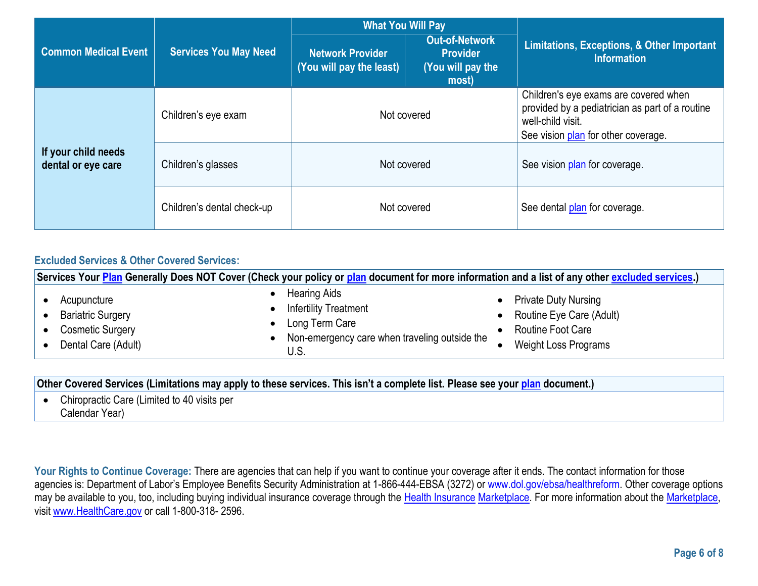| Common Medical Event | Services You May Need | What You Will Pay | | Limitations, Exceptions, & Other Important Information |
|---|---|---|---|---|
| | | Network Provider (You will pay the least) | Out-of-Network Provider (You will pay the most) | |
| If your child needs dental or eye care | Children's eye exam | Not covered | | Children's eye exams are covered when provided by a pediatrician as part of a routine well-child visit. See vision plan for other coverage. |
| | Children's glasses | Not covered | | See vision plan for coverage. |
| | Children's dental check-up | Not covered | | See dental plan for coverage. |

## Excluded Services & Other Covered Services:

**Services Your Plan Generally Does NOT Cover (Check your policy or plan document for more information and a list of any other excluded services.)**

- Acupuncture
- Bariatric Surgery
- Cosmetic Surgery
- Dental Care (Adult)
- Hearing Aids
- Infertility Treatment
- Long Term Care
- Non-emergency care when traveling outside the U.S.
- Private Duty Nursing
- Routine Eye Care (Adult)
- Routine Foot Care
- Weight Loss Programs

**Other Covered Services (Limitations may apply to these services. This isn't a complete list. Please see your plan document.)**

- Chiropractic Care (Limited to 40 visits per Calendar Year)

**Your Rights to Continue Coverage:** There are agencies that can help if you want to continue your coverage after it ends. The contact information for those agencies is: Department of Labor's Employee Benefits Security Administration at 1-866-444-EBSA (3272) or www.dol.gov/ebsa/healthreform. Other coverage options may be available to you, too, including buying individual insurance coverage through the Health Insurance Marketplace. For more information about the Marketplace, visit www.HealthCare.gov or call 1-800-318- 2596.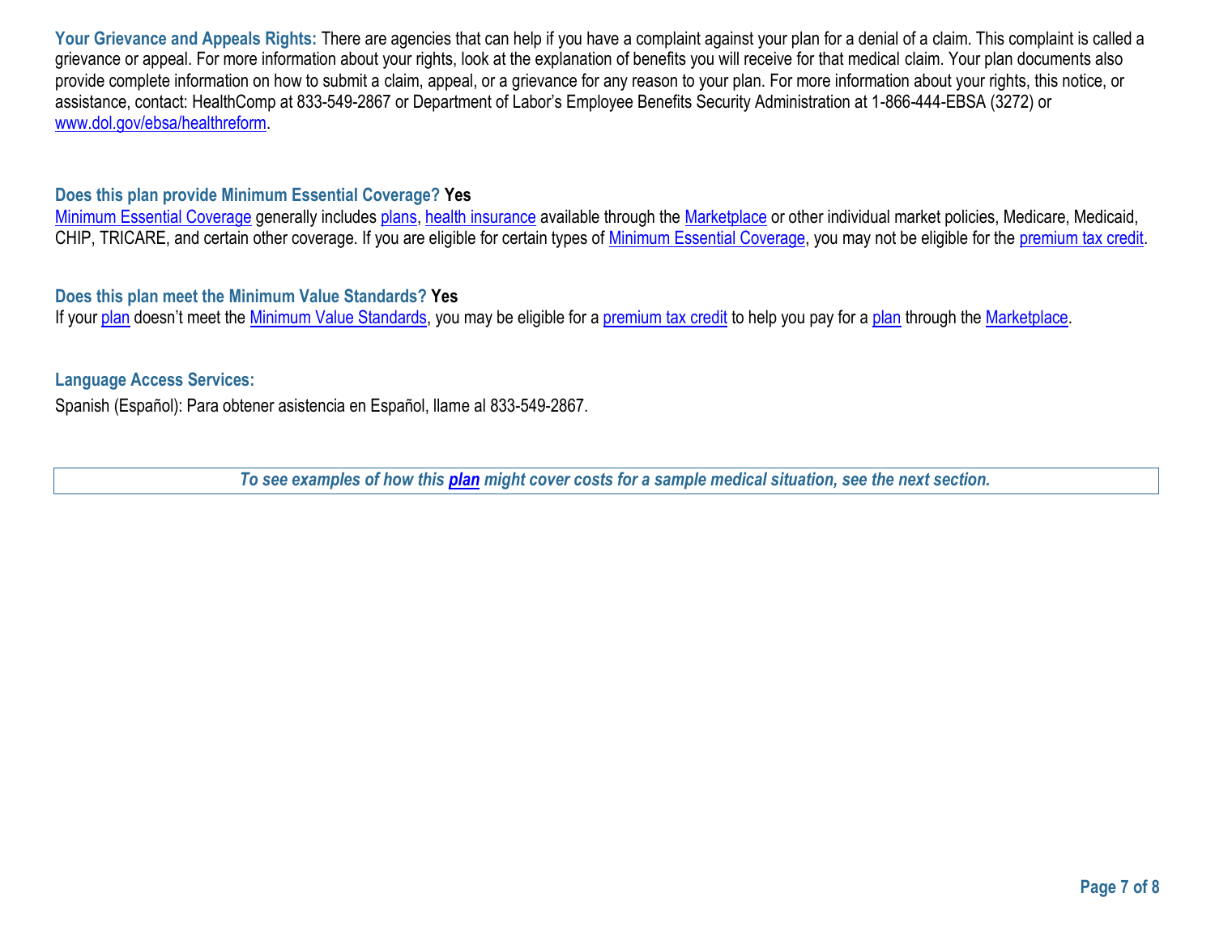**Your Grievance and Appeals Rights:** There are agencies that can help if you have a complaint against your plan for a denial of a claim. This complaint is called a grievance or appeal. For more information about your rights, look at the explanation of benefits you will receive for that medical claim. Your plan documents also provide complete information on how to submit a claim, appeal, or a grievance for any reason to your plan. For more information about your rights, this notice, or assistance, contact: HealthComp at 833-549-2867 or Department of Labor's Employee Benefits Security Administration at 1-866-444-EBSA (3272) or www.dol.gov/ebsa/healthreform.

**Does this plan provide Minimum Essential Coverage? Yes**

Minimum Essential Coverage generally includes plans, health insurance available through the Marketplace or other individual market policies, Medicare, Medicaid, CHIP, TRICARE, and certain other coverage. If you are eligible for certain types of Minimum Essential Coverage, you may not be eligible for the premium tax credit.

**Does this plan meet the Minimum Value Standards? Yes**

If your plan doesn't meet the Minimum Value Standards, you may be eligible for a premium tax credit to help you pay for a plan through the Marketplace.

**Language Access Services:**

Spanish (Español): Para obtener asistencia en Español, llame al 833-549-2867.

***To see examples of how this plan might cover costs for a sample medical situation, see the next section.***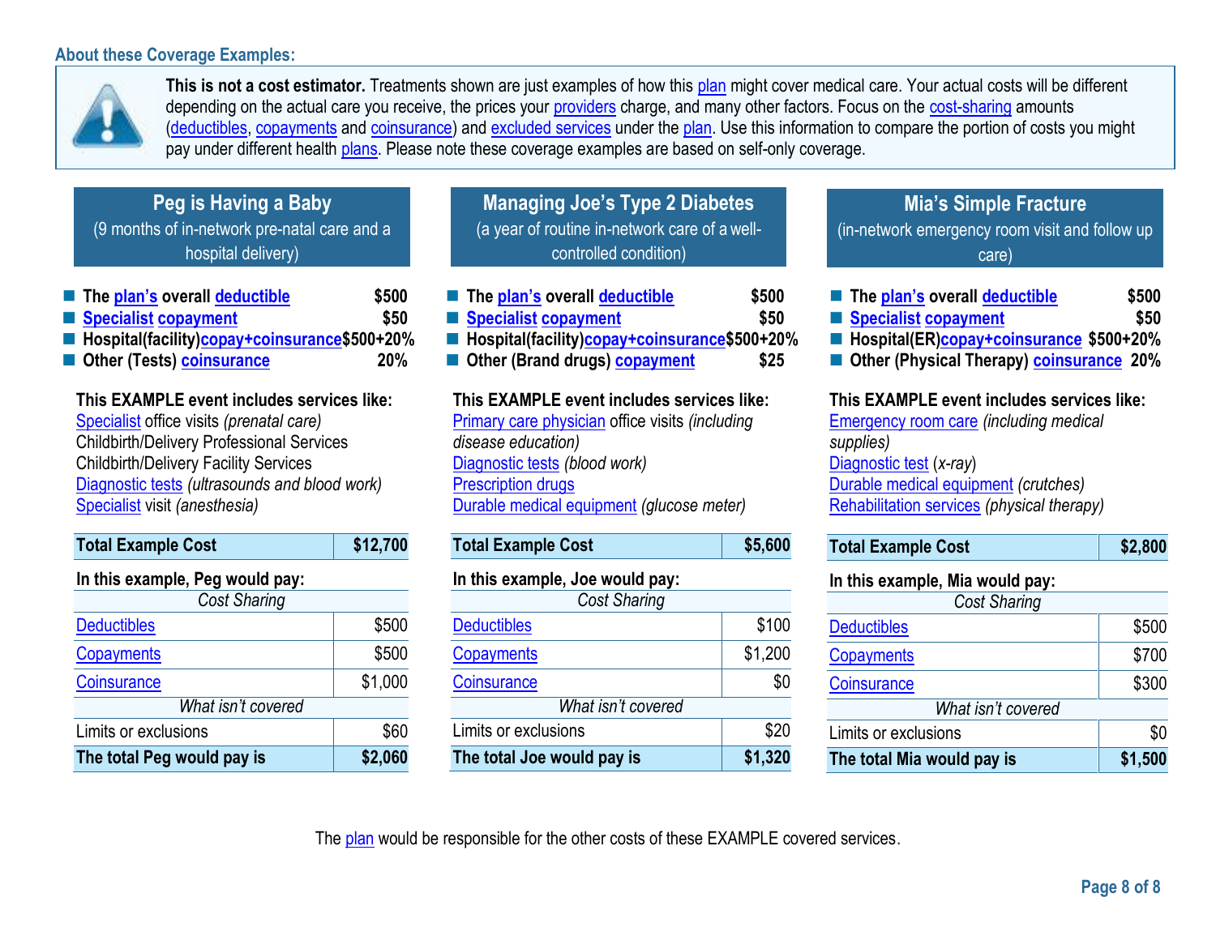## About these Coverage Examples:

**This is not a cost estimator.** Treatments shown are just examples of how this plan might cover medical care. Your actual costs will be different depending on the actual care you receive, the prices your providers charge, and many other factors. Focus on the cost-sharing amounts (deductibles, copayments and coinsurance) and excluded services under the plan. Use this information to compare the portion of costs you might pay under different health plans. Please note these coverage examples are based on self-only coverage.

### Peg is Having a Baby
(9 months of in-network pre-natal care and a hospital delivery)

- **The plan's overall deductible** **$500**
- **Specialist copayment** **$50**
- **Hospital(facility)copay+coinsurance** **$500+20%**
- **Other (Tests) coinsurance** **20%**

**This EXAMPLE event includes services like:**
Specialist office visits *(prenatal care)*
Childbirth/Delivery Professional Services
Childbirth/Delivery Facility Services
Diagnostic tests *(ultrasounds and blood work)*
Specialist visit *(anesthesia)*

| **Total Example Cost** | **$12,700** |
|---|---|
| **In this example, Peg would pay:** | |
| *Cost Sharing* | |
| Deductibles | $500 |
| Copayments | $500 |
| Coinsurance | $1,000 |
| *What isn't covered* | |
| Limits or exclusions | $60 |
| **The total Peg would pay is** | **$2,060** |

### Managing Joe's Type 2 Diabetes
(a year of routine in-network care of a well-controlled condition)

- **The plan's overall deductible** **$500**
- **Specialist copayment** **$50**
- **Hospital(facility)copay+coinsurance** **$500+20%**
- **Other (Brand drugs) copayment** **$25**

**This EXAMPLE event includes services like:**
Primary care physician office visits *(including disease education)*
Diagnostic tests *(blood work)*
Prescription drugs
Durable medical equipment *(glucose meter)*

| **Total Example Cost** | **$5,600** |
|---|---|
| **In this example, Joe would pay:** | |
| *Cost Sharing* | |
| Deductibles | $100 |
| Copayments | $1,200 |
| Coinsurance | $0 |
| *What isn't covered* | |
| Limits or exclusions | $20 |
| **The total Joe would pay is** | **$1,320** |

### Mia's Simple Fracture
(in-network emergency room visit and follow up care)

- **The plan's overall deductible** **$500**
- **Specialist copayment** **$50**
- **Hospital(ER)copay+coinsurance** **$500+20%**
- **Other (Physical Therapy) coinsurance** **20%**

**This EXAMPLE event includes services like:**
Emergency room care *(including medical supplies)*
Diagnostic test *(x-ray)*
Durable medical equipment *(crutches)*
Rehabilitation services *(physical therapy)*

| **Total Example Cost** | **$2,800** |
|---|---|
| **In this example, Mia would pay:** | |
| *Cost Sharing* | |
| Deductibles | $500 |
| Copayments | $700 |
| Coinsurance | $300 |
| *What isn't covered* | |
| Limits or exclusions | $0 |
| **The total Mia would pay is** | **$1,500** |

The plan would be responsible for the other costs of these EXAMPLE covered services.